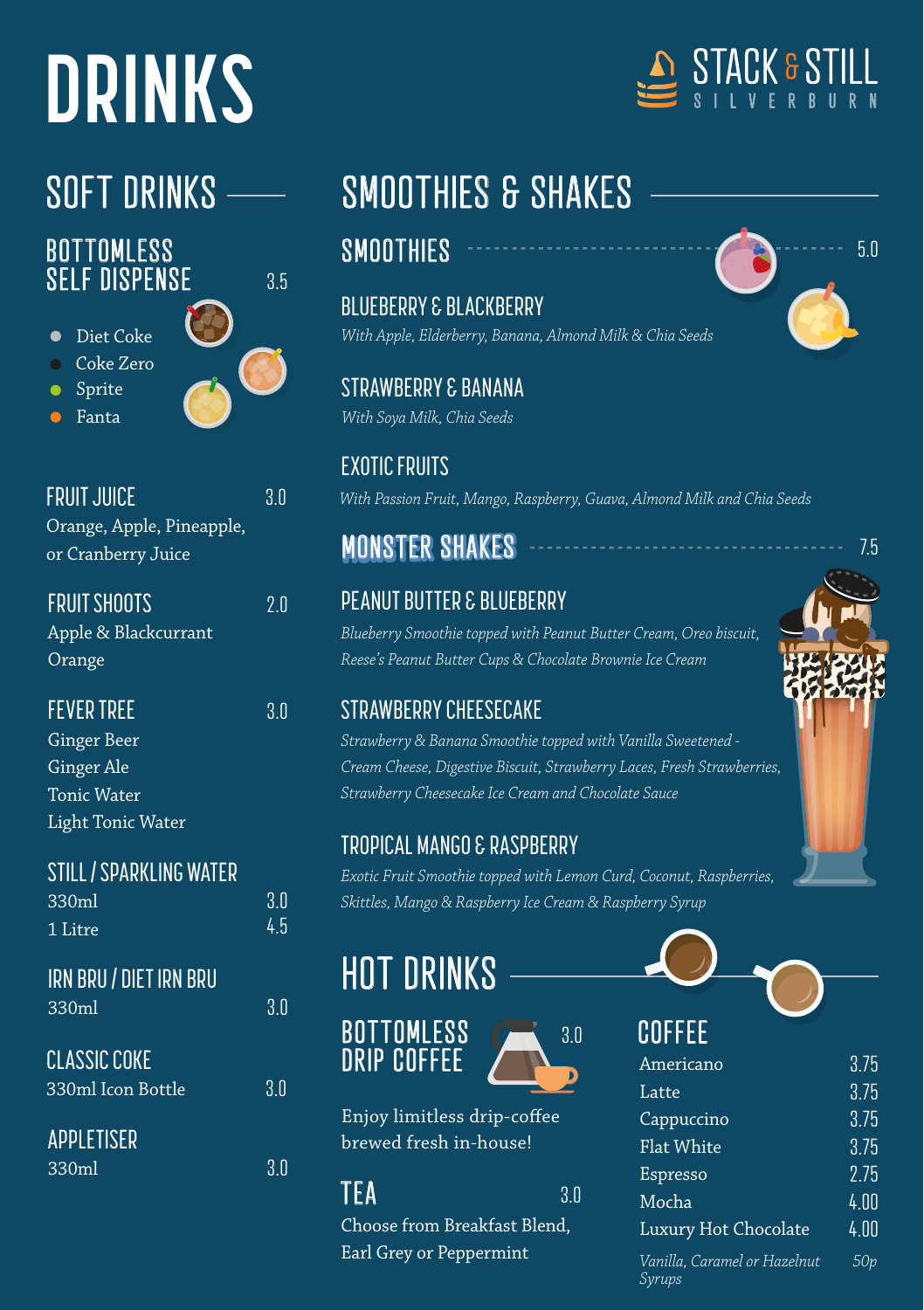# DRINKS

STACK & STILL
SILVERBURN

## SOFT DRINKS

### BOTTOMLESS SELF DISPENSE — 3.5

- Diet Coke
- Coke Zero
- Sprite
- Fanta

### FRUIT JUICE — 3.0

Orange, Apple, Pineapple, or Cranberry Juice

### FRUIT SHOOTS — 2.0

Apple & Blackcurrant
Orange

### FEVER TREE — 3.0

Ginger Beer
Ginger Ale
Tonic Water
Light Tonic Water

### STILL / SPARKLING WATER

| | |
|---|---|
| 330ml | 3.0 |
| 1 Litre | 4.5 |

### IRN BRU / DIET IRN BRU

330ml — 3.0

### CLASSIC COKE

330ml Icon Bottle — 3.0

### APPLETISER

330ml — 3.0

## SMOOTHIES & SHAKES

### SMOOTHIES — 5.0

**BLUEBERRY & BLACKBERRY**
*With Apple, Elderberry, Banana, Almond Milk & Chia Seeds*

**STRAWBERRY & BANANA**
*With Soya Milk, Chia Seeds*

**EXOTIC FRUITS**
*With Passion Fruit, Mango, Raspberry, Guava, Almond Milk and Chia Seeds*

### MONSTER SHAKES — 7.5

**PEANUT BUTTER & BLUEBERRY**
*Blueberry Smoothie topped with Peanut Butter Cream, Oreo biscuit, Reese's Peanut Butter Cups & Chocolate Brownie Ice Cream*

**STRAWBERRY CHEESECAKE**
*Strawberry & Banana Smoothie topped with Vanilla Sweetened - Cream Cheese, Digestive Biscuit, Strawberry Laces, Fresh Strawberries, Strawberry Cheesecake Ice Cream and Chocolate Sauce*

**TROPICAL MANGO & RASPBERRY**
*Exotic Fruit Smoothie topped with Lemon Curd, Coconut, Raspberries, Skittles, Mango & Raspberry Ice Cream & Raspberry Syrup*

## HOT DRINKS

### BOTTOMLESS DRIP COFFEE — 3.0

Enjoy limitless drip-coffee brewed fresh in-house!

### TEA — 3.0

Choose from Breakfast Blend, Earl Grey or Peppermint

### COFFEE

| | |
|---|---|
| Americano | 3.75 |
| Latte | 3.75 |
| Cappuccino | 3.75 |
| Flat White | 3.75 |
| Espresso | 2.75 |
| Mocha | 4.00 |
| Luxury Hot Chocolate | 4.00 |
| *Vanilla, Caramel or Hazelnut Syrups* | *50p* |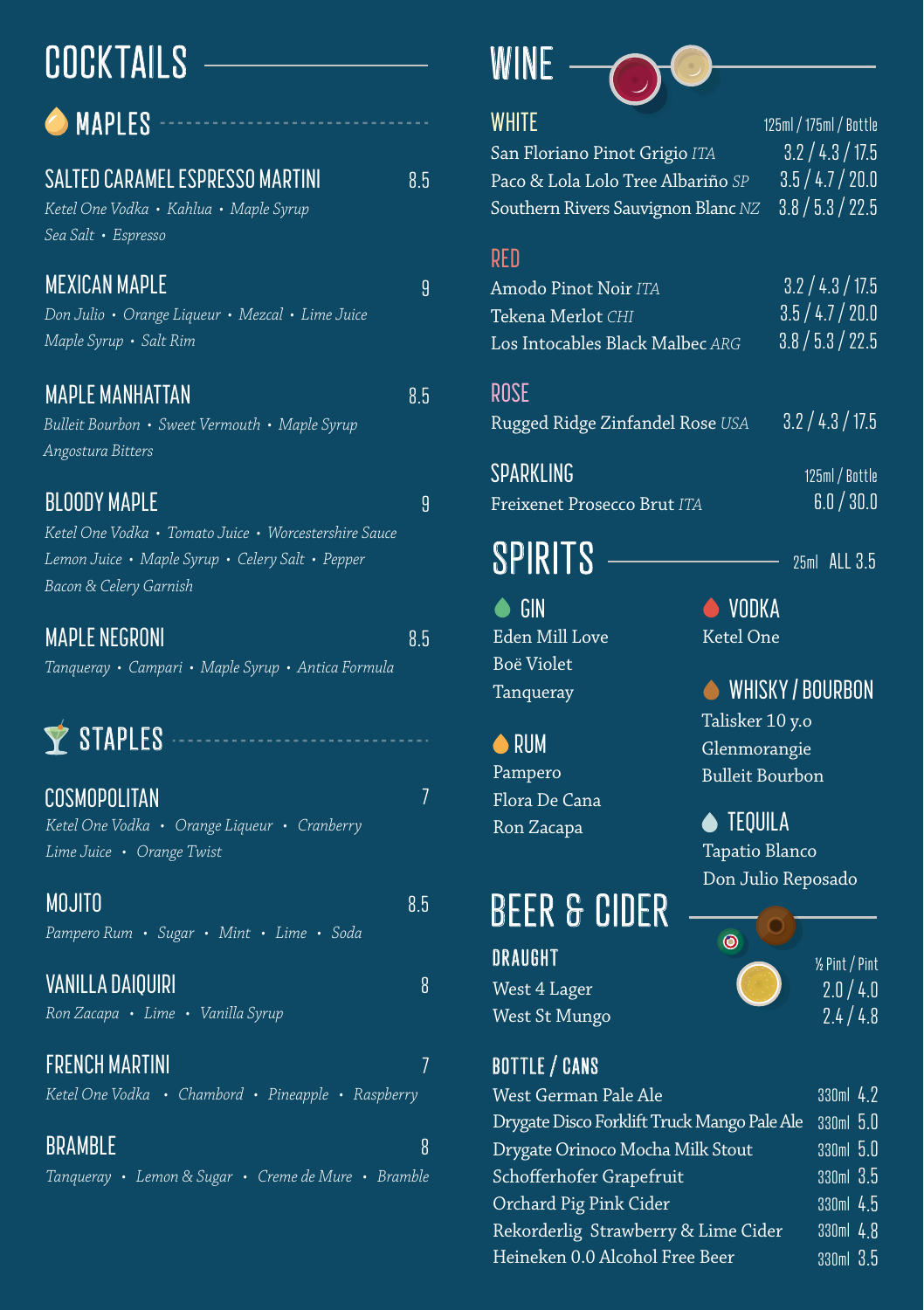# COCKTAILS

## MAPLES

### SALTED CARAMEL ESPRESSO MARTINI — 8.5
*Ketel One Vodka • Kahlua • Maple Syrup • Sea Salt • Espresso*

### MEXICAN MAPLE — 9
*Don Julio • Orange Liqueur • Mezcal • Lime Juice • Maple Syrup • Salt Rim*

### MAPLE MANHATTAN — 8.5
*Bulleit Bourbon • Sweet Vermouth • Maple Syrup • Angostura Bitters*

### BLOODY MAPLE — 9
*Ketel One Vodka • Tomato Juice • Worcestershire Sauce • Lemon Juice • Maple Syrup • Celery Salt • Pepper • Bacon & Celery Garnish*

### MAPLE NEGRONI — 8.5
*Tanqueray • Campari • Maple Syrup • Antica Formula*

## STAPLES

### COSMOPOLITAN — 7
*Ketel One Vodka • Orange Liqueur • Cranberry • Lime Juice • Orange Twist*

### MOJITO — 8.5
*Pampero Rum • Sugar • Mint • Lime • Soda*

### VANILLA DAIQUIRI — 8
*Ron Zacapa • Lime • Vanilla Syrup*

### FRENCH MARTINI — 7
*Ketel One Vodka • Chambord • Pineapple • Raspberry*

### BRAMBLE — 8
*Tanqueray • Lemon & Sugar • Creme de Mure • Bramble*

# WINE

## WHITE

| | 125ml / 175ml / Bottle |
|---|---|
| San Floriano Pinot Grigio *ITA* | 3.2 / 4.3 / 17.5 |
| Paco & Lola Lolo Tree Albariño *SP* | 3.5 / 4.7 / 20.0 |
| Southern Rivers Sauvignon Blanc *NZ* | 3.8 / 5.3 / 22.5 |

## RED

| | 125ml / 175ml / Bottle |
|---|---|
| Amodo Pinot Noir *ITA* | 3.2 / 4.3 / 17.5 |
| Tekena Merlot *CHI* | 3.5 / 4.7 / 20.0 |
| Los Intocables Black Malbec *ARG* | 3.8 / 5.3 / 22.5 |

## ROSE

| | 125ml / 175ml / Bottle |
|---|---|
| Rugged Ridge Zinfandel Rose *USA* | 3.2 / 4.3 / 17.5 |

## SPARKLING

| | 125ml / Bottle |
|---|---|
| Freixenet Prosecco Brut *ITA* | 6.0 / 30.0 |

# SPIRITS

25ml ALL 3.5

## GIN
Eden Mill Love
Boë Violet
Tanqueray

## RUM
Pampero
Flora De Cana
Ron Zacapa

## VODKA
Ketel One

## WHISKY / BOURBON
Talisker 10 y.o
Glenmorangie
Bulleit Bourbon

## TEQUILA
Tapatio Blanco
Don Julio Reposado

# BEER & CIDER

## DRAUGHT

| | ½ Pint / Pint |
|---|---|
| West 4 Lager | 2.0 / 4.0 |
| West St Mungo | 2.4 / 4.8 |

## BOTTLE / CANS

| | | |
|---|---|---|
| West German Pale Ale | 330ml | 4.2 |
| Drygate Disco Forklift Truck Mango Pale Ale | 330ml | 5.0 |
| Drygate Orinoco Mocha Milk Stout | 330ml | 5.0 |
| Schofferhofer Grapefruit | 330ml | 3.5 |
| Orchard Pig Pink Cider | 330ml | 4.5 |
| Rekorderlig Strawberry & Lime Cider | 330ml | 4.8 |
| Heineken 0.0 Alcohol Free Beer | 330ml | 3.5 |